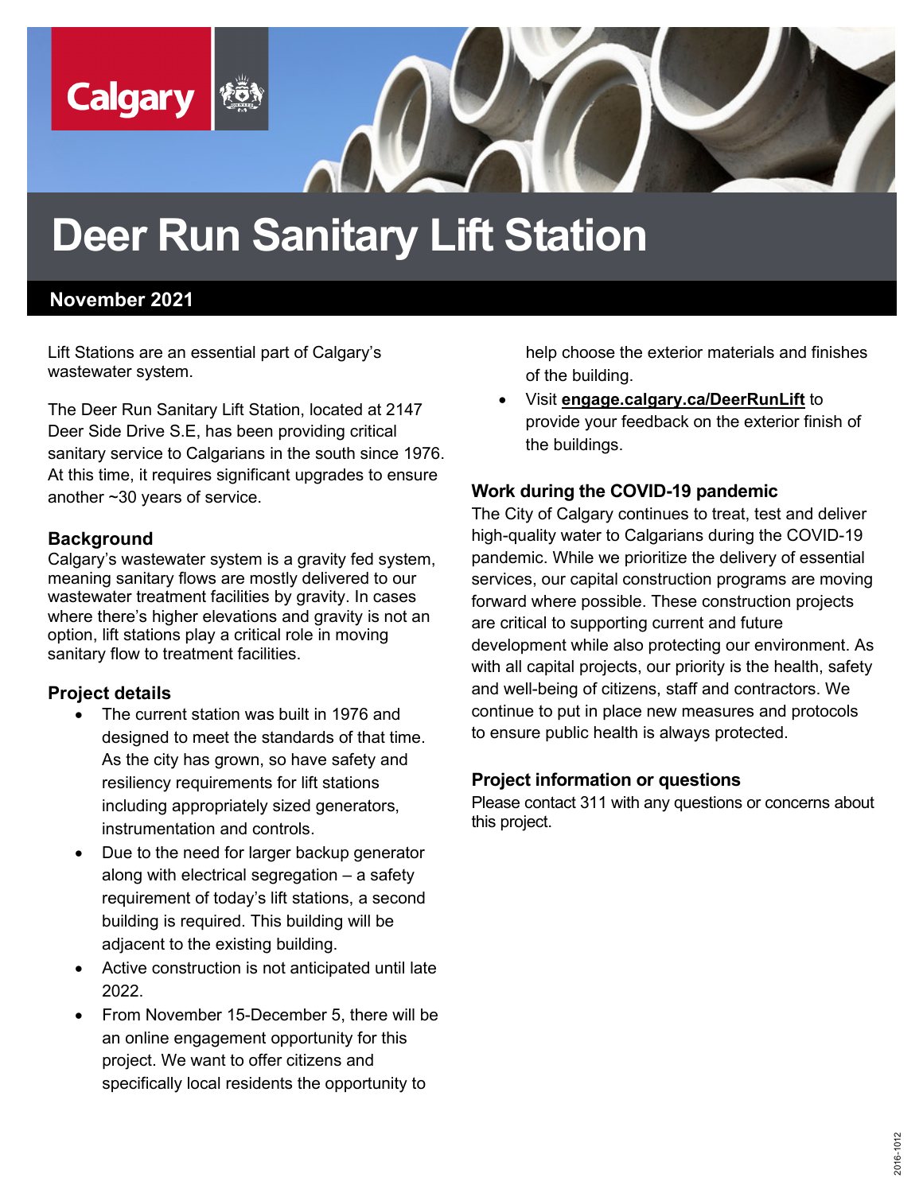Calgary

# Deer Run Sanitary Lift Station

**November 2021**

Lift Stations are an essential part of Calgary's wastewater system.

The Deer Run Sanitary Lift Station, located at 2147 Deer Side Drive S.E, has been providing critical sanitary service to Calgarians in the south since 1976. At this time, it requires significant upgrades to ensure another ~30 years of service.

## Background

Calgary's wastewater system is a gravity fed system, meaning sanitary flows are mostly delivered to our wastewater treatment facilities by gravity. In cases where there's higher elevations and gravity is not an option, lift stations play a critical role in moving sanitary flow to treatment facilities.

## Project details

- The current station was built in 1976 and designed to meet the standards of that time. As the city has grown, so have safety and resiliency requirements for lift stations including appropriately sized generators, instrumentation and controls.
- Due to the need for larger backup generator along with electrical segregation – a safety requirement of today's lift stations, a second building is required. This building will be adjacent to the existing building.
- Active construction is not anticipated until late 2022.
- From November 15-December 5, there will be an online engagement opportunity for this project. We want to offer citizens and specifically local residents the opportunity to help choose the exterior materials and finishes of the building.
- Visit **engage.calgary.ca/DeerRunLift** to provide your feedback on the exterior finish of the buildings.

## Work during the COVID-19 pandemic

The City of Calgary continues to treat, test and deliver high-quality water to Calgarians during the COVID-19 pandemic. While we prioritize the delivery of essential services, our capital construction programs are moving forward where possible. These construction projects are critical to supporting current and future development while also protecting our environment. As with all capital projects, our priority is the health, safety and well-being of citizens, staff and contractors. We continue to put in place new measures and protocols to ensure public health is always protected.

## Project information or questions

Please contact 311 with any questions or concerns about this project.

2016-1012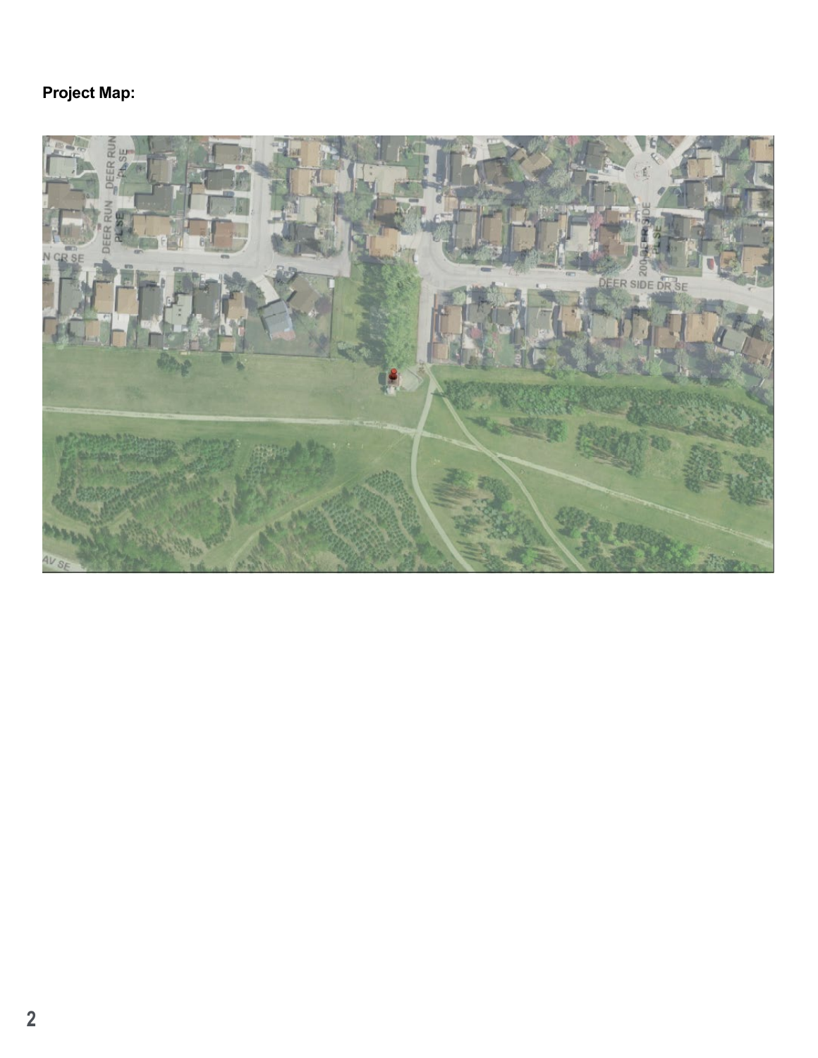**Project Map:**